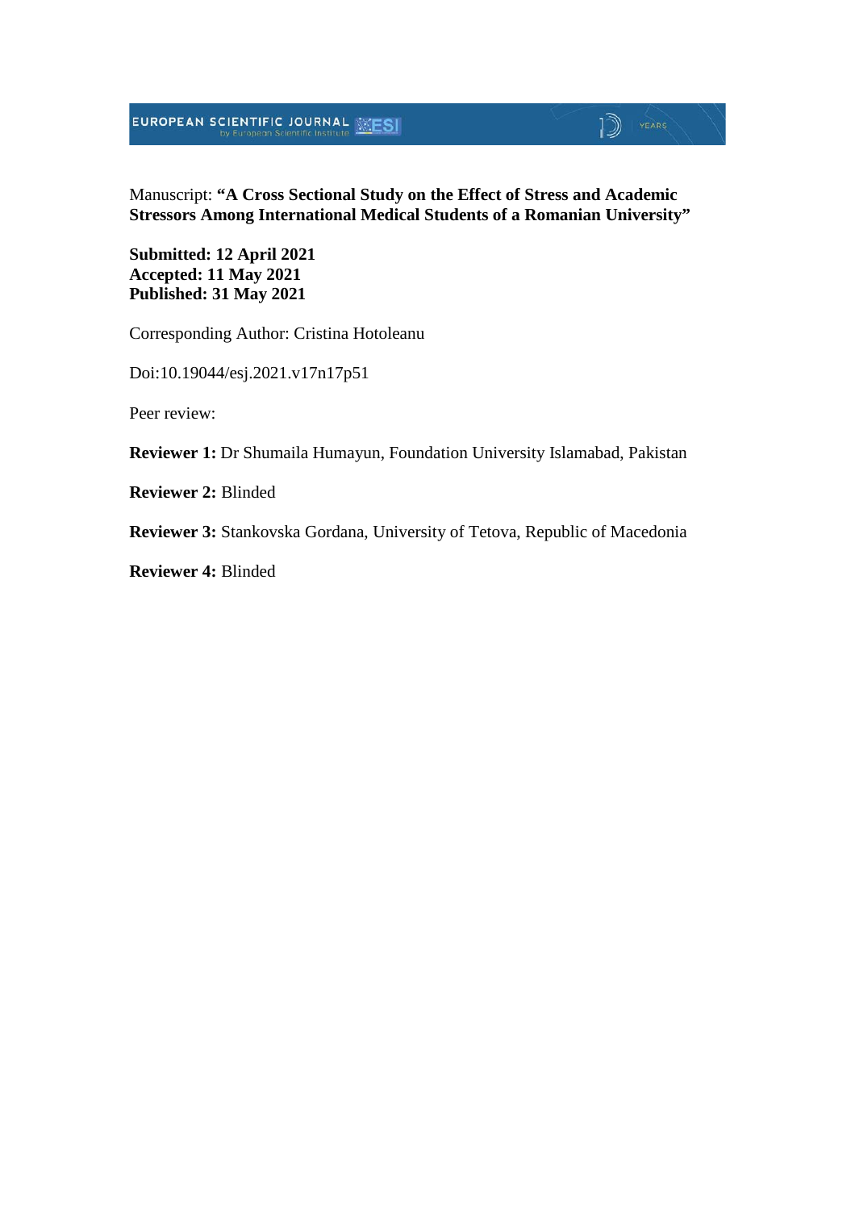Manuscript: **"A Cross Sectional Study on the Effect of Stress and Academic Stressors Among International Medical Students of a Romanian University"**

**Submitted: 12 April 2021**
**Accepted: 11 May 2021**
**Published: 31 May 2021**

Corresponding Author: Cristina Hotoleanu

Doi:10.19044/esj.2021.v17n17p51

Peer review:

**Reviewer 1:** Dr Shumaila Humayun, Foundation University Islamabad, Pakistan

**Reviewer 2:** Blinded

**Reviewer 3:** Stankovska Gordana, University of Tetova, Republic of Macedonia

**Reviewer 4:** Blinded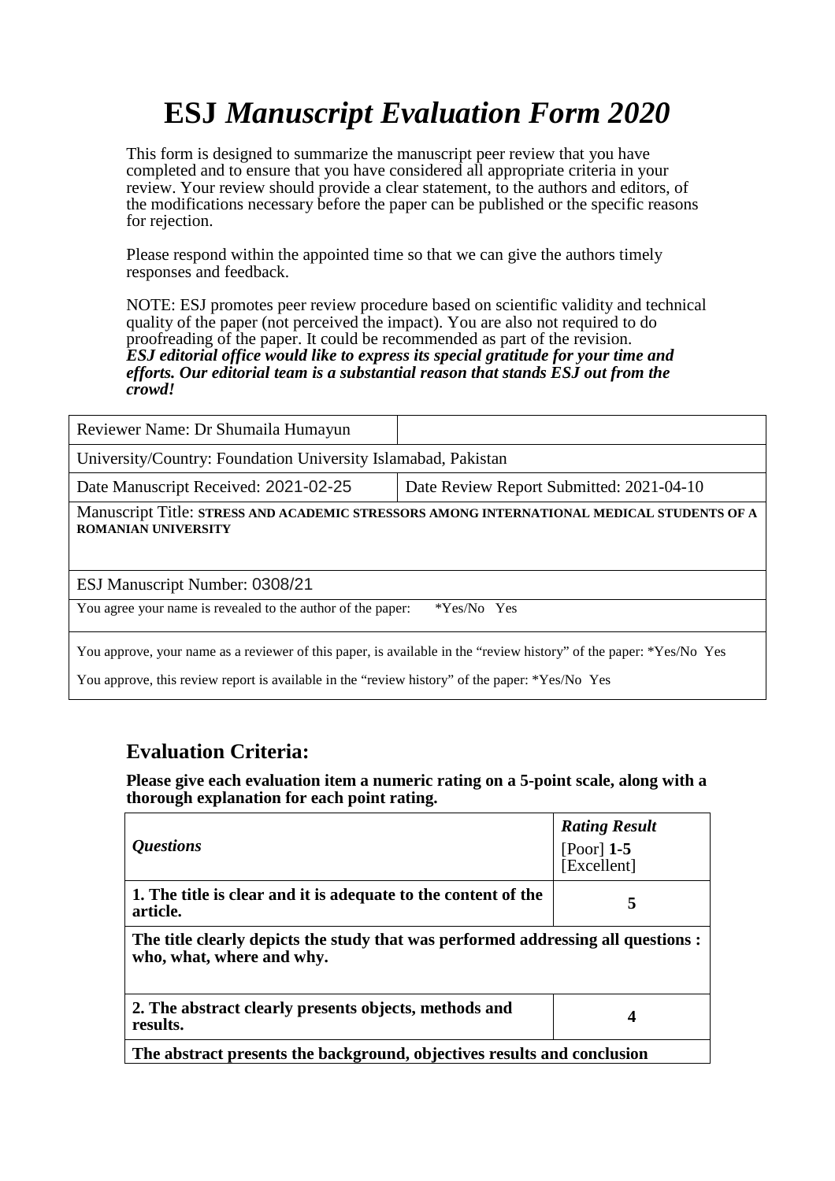# ESJ *Manuscript Evaluation Form 2020*

This form is designed to summarize the manuscript peer review that you have completed and to ensure that you have considered all appropriate criteria in your review. Your review should provide a clear statement, to the authors and editors, of the modifications necessary before the paper can be published or the specific reasons for rejection.

Please respond within the appointed time so that we can give the authors timely responses and feedback.

NOTE: ESJ promotes peer review procedure based on scientific validity and technical quality of the paper (not perceived the impact). You are also not required to do proofreading of the paper. It could be recommended as part of the revision.
***ESJ editorial office would like to express its special gratitude for your time and efforts. Our editorial team is a substantial reason that stands ESJ out from the crowd!***

| Reviewer Name: Dr Shumaila Humayun | |
|---|---|
| University/Country: Foundation University Islamabad, Pakistan | |
| Date Manuscript Received: 2021-02-25 | Date Review Report Submitted: 2021-04-10 |
| Manuscript Title: **STRESS AND ACADEMIC STRESSORS AMONG INTERNATIONAL MEDICAL STUDENTS OF A ROMANIAN UNIVERSITY** | |
| ESJ Manuscript Number: 0308/21 | |
| You agree your name is revealed to the author of the paper: *Yes/No Yes | |
| You approve, your name as a reviewer of this paper, is available in the "review history" of the paper: *Yes/No Yes<br>You approve, this review report is available in the "review history" of the paper: *Yes/No Yes | |

## Evaluation Criteria:

**Please give each evaluation item a numeric rating on a 5-point scale, along with a thorough explanation for each point rating.**

| *Questions* | ***Rating Result*** [Poor] **1-5** [Excellent] |
|---|---|
| **1. The title is clear and it is adequate to the content of the article.** | **5** |
| **The title clearly depicts the study that was performed addressing all questions : who, what, where and why.** | |
| **2. The abstract clearly presents objects, methods and results.** | **4** |
| **The abstract presents the background, objectives results and conclusion** | |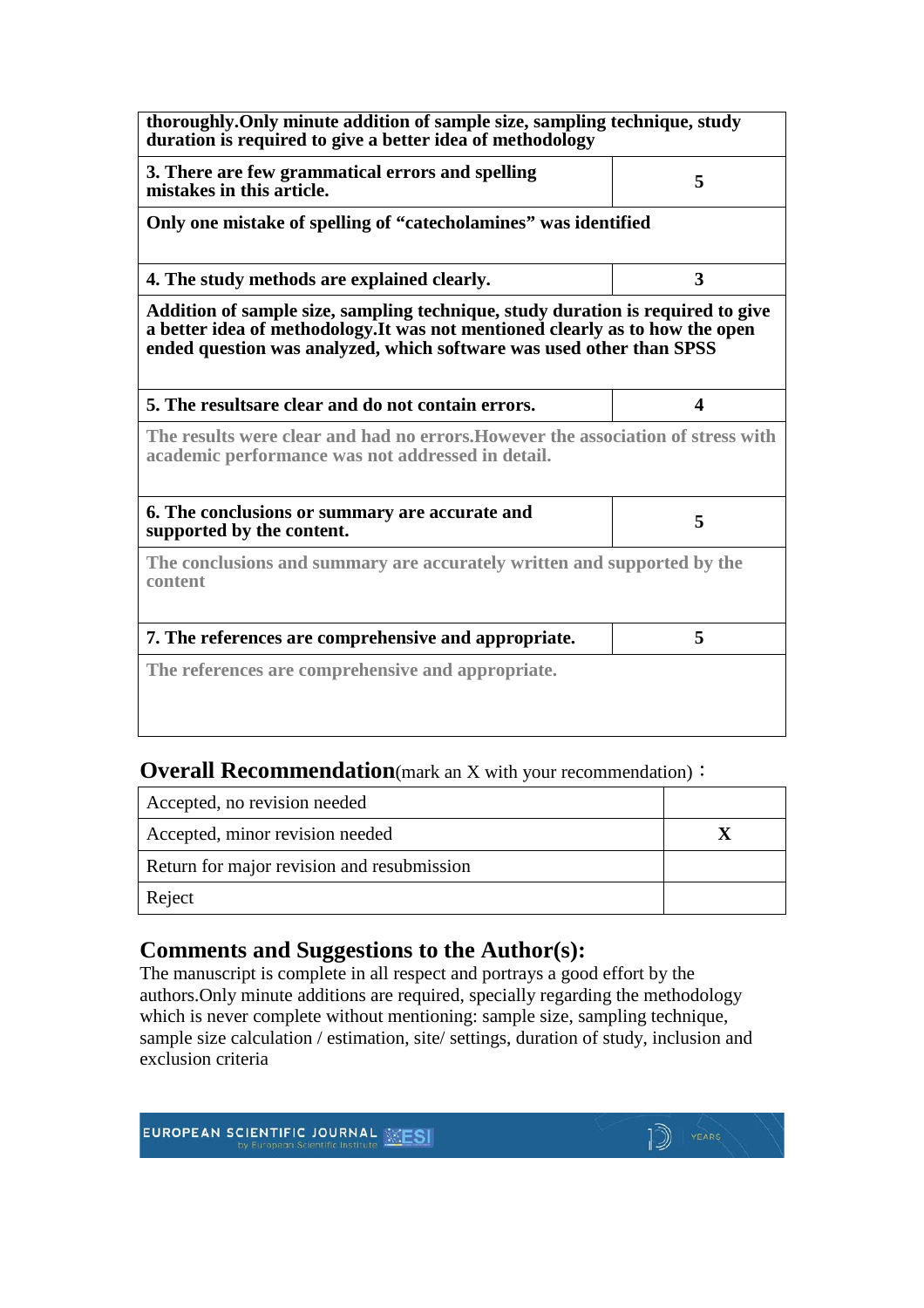| | |
|---|---|
| **thoroughly.Only minute addition of sample size, sampling technique, study duration is required to give a better idea of methodology** | |
| **3. There are few grammatical errors and spelling mistakes in this article.** | **5** |
| **Only one mistake of spelling of "catecholamines" was identified** | |
| **4. The study methods are explained clearly.** | **3** |
| **Addition of sample size, sampling technique, study duration is required to give a better idea of methodology.It was not mentioned clearly as to how the open ended question was analyzed, which software was used other than SPSS** | |
| **5. The resultsare clear and do not contain errors.** | **4** |
| **The results were clear and had no errors.However the association of stress with academic performance was not addressed in detail.** | |
| **6. The conclusions or summary are accurate and supported by the content.** | **5** |
| **The conclusions and summary are accurately written and supported by the content** | |
| **7. The references are comprehensive and appropriate.** | **5** |
| **The references are comprehensive and appropriate.** | |

## Overall Recommendation(mark an X with your recommendation)：

| | |
|---|---|
| Accepted, no revision needed | |
| Accepted, minor revision needed | **X** |
| Return for major revision and resubmission | |
| Reject | |

## Comments and Suggestions to the Author(s):

The manuscript is complete in all respect and portrays a good effort by the authors.Only minute additions are required, specially regarding the methodology which is never complete without mentioning: sample size, sampling technique, sample size calculation / estimation, site/ settings, duration of study, inclusion and exclusion criteria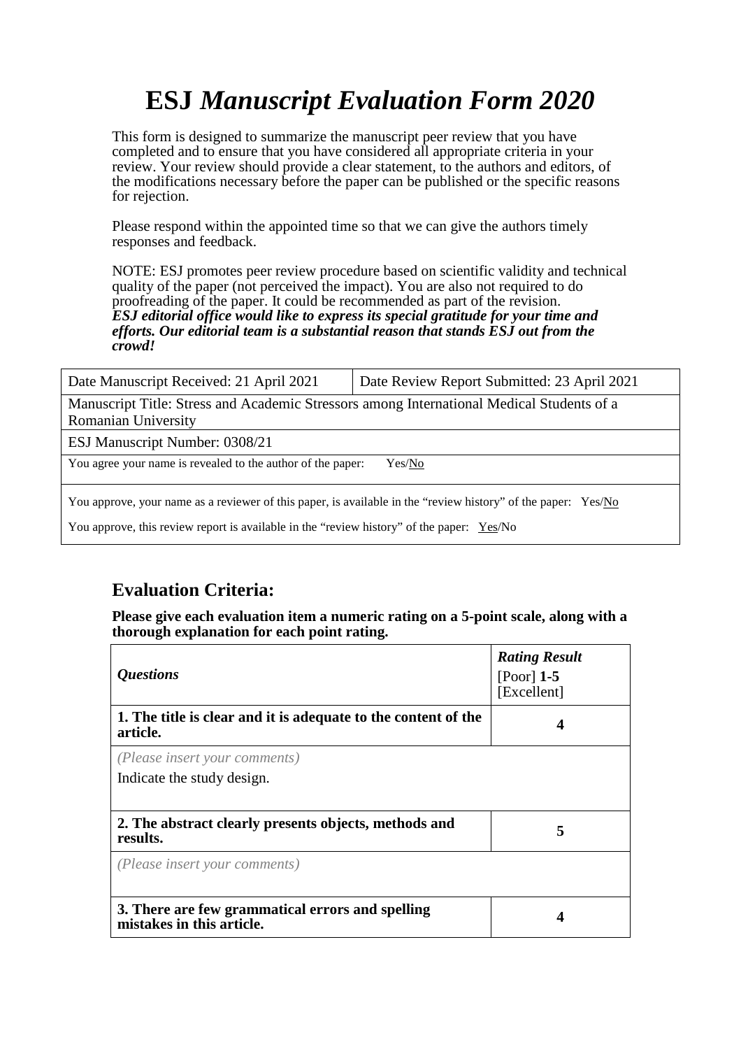# ESJ *Manuscript Evaluation Form 2020*

This form is designed to summarize the manuscript peer review that you have completed and to ensure that you have considered all appropriate criteria in your review. Your review should provide a clear statement, to the authors and editors, of the modifications necessary before the paper can be published or the specific reasons for rejection.

Please respond within the appointed time so that we can give the authors timely responses and feedback.

NOTE: ESJ promotes peer review procedure based on scientific validity and technical quality of the paper (not perceived the impact). You are also not required to do proofreading of the paper. It could be recommended as part of the revision.
***ESJ editorial office would like to express its special gratitude for your time and efforts. Our editorial team is a substantial reason that stands ESJ out from the crowd!***

| Date Manuscript Received: 21 April 2021 | Date Review Report Submitted: 23 April 2021 |
|---|---|
| Manuscript Title: Stress and Academic Stressors among International Medical Students of a Romanian University | |
| ESJ Manuscript Number: 0308/21 | |
| You agree your name is revealed to the author of the paper: Yes/No | |
| You approve, your name as a reviewer of this paper, is available in the "review history" of the paper: Yes/No<br>You approve, this review report is available in the "review history" of the paper: Yes/No | |

## Evaluation Criteria:

**Please give each evaluation item a numeric rating on a 5-point scale, along with a thorough explanation for each point rating.**

| ***Questions*** | ***Rating Result*** [Poor] **1-5** [Excellent] |
|---|---|
| **1. The title is clear and it is adequate to the content of the article.** | **4** |
| *(Please insert your comments)*<br>Indicate the study design. | |
| **2. The abstract clearly presents objects, methods and results.** | **5** |
| *(Please insert your comments)* | |
| **3. There are few grammatical errors and spelling mistakes in this article.** | **4** |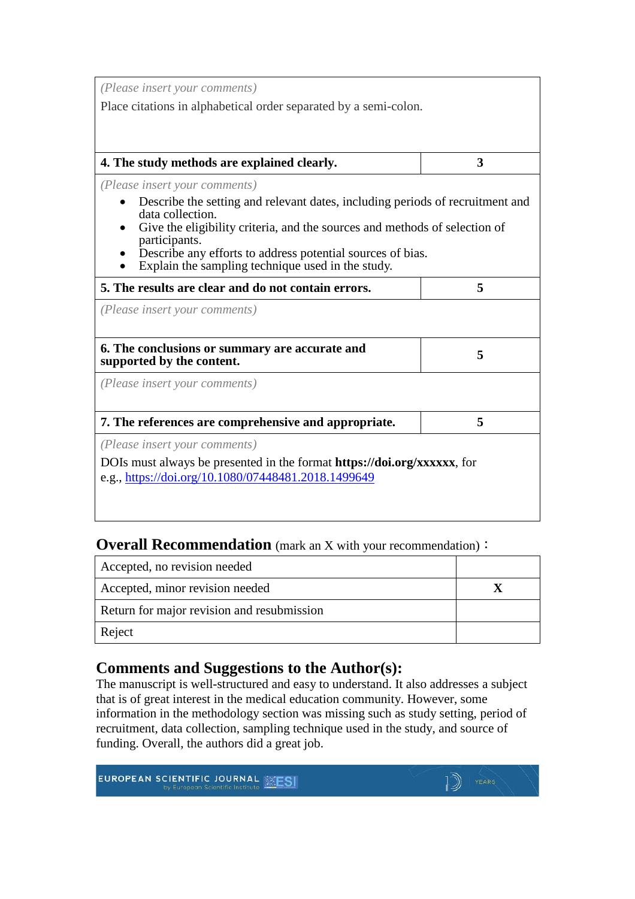| | |
|---|---|
| *(Please insert your comments)*<br>Place citations in alphabetical order separated by a semi-colon. | |
| **4. The study methods are explained clearly.** | **3** |
| *(Please insert your comments)*<br>• Describe the setting and relevant dates, including periods of recruitment and data collection.<br>• Give the eligibility criteria, and the sources and methods of selection of participants.<br>• Describe any efforts to address potential sources of bias.<br>• Explain the sampling technique used in the study. | |
| **5. The results are clear and do not contain errors.** | **5** |
| *(Please insert your comments)* | |
| **6. The conclusions or summary are accurate and supported by the content.** | **5** |
| *(Please insert your comments)* | |
| **7. The references are comprehensive and appropriate.** | **5** |
| *(Please insert your comments)*<br>DOIs must always be presented in the format **https://doi.org/xxxxxx**, for e.g., https://doi.org/10.1080/07448481.2018.1499649 | |

## Overall Recommendation (mark an X with your recommendation)：

| | |
|---|---|
| Accepted, no revision needed | |
| Accepted, minor revision needed | **X** |
| Return for major revision and resubmission | |
| Reject | |

## Comments and Suggestions to the Author(s):

The manuscript is well-structured and easy to understand. It also addresses a subject that is of great interest in the medical education community. However, some information in the methodology section was missing such as study setting, period of recruitment, data collection, sampling technique used in the study, and source of funding. Overall, the authors did a great job.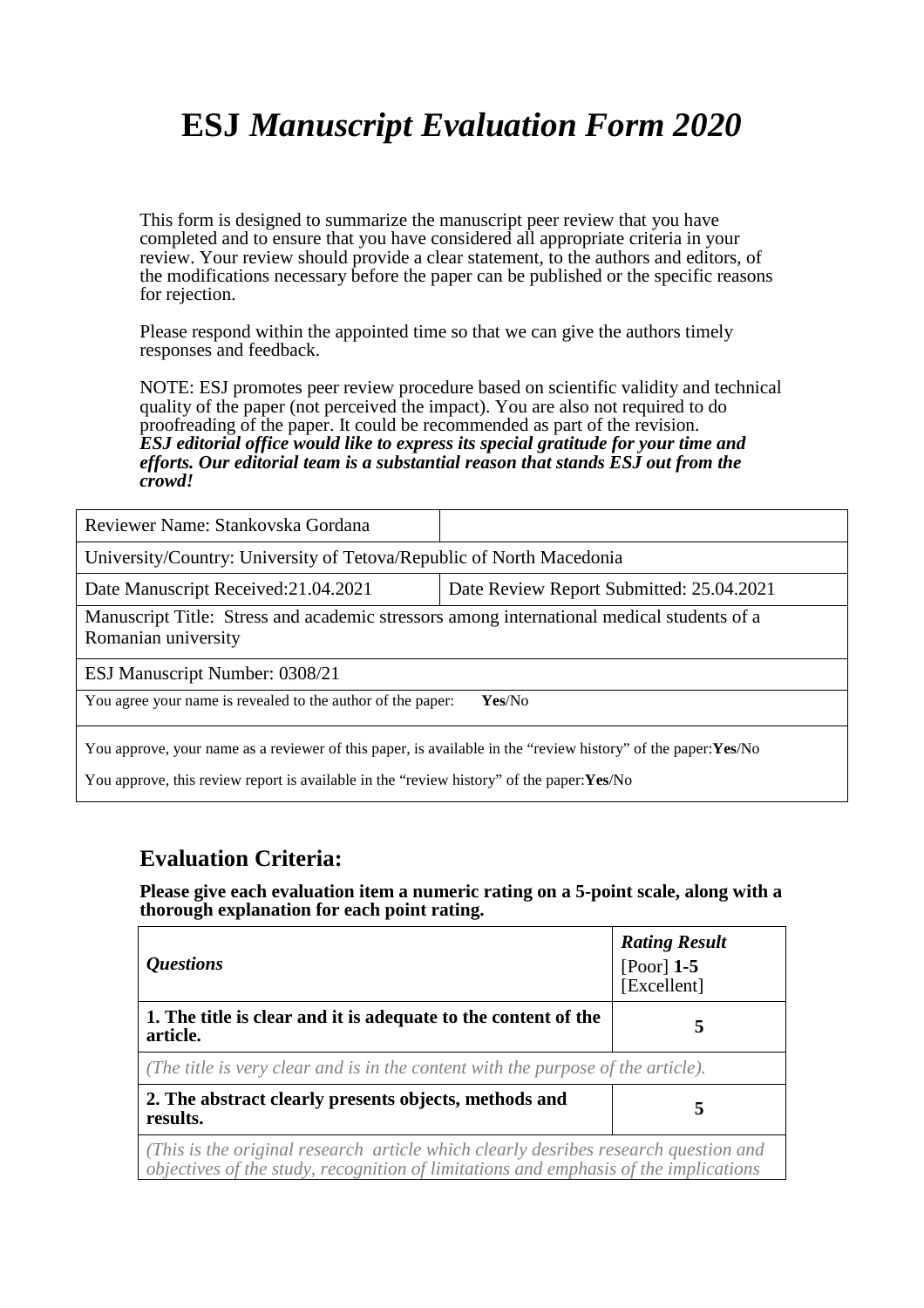# ESJ *Manuscript Evaluation Form 2020*

This form is designed to summarize the manuscript peer review that you have completed and to ensure that you have considered all appropriate criteria in your review. Your review should provide a clear statement, to the authors and editors, of the modifications necessary before the paper can be published or the specific reasons for rejection.

Please respond within the appointed time so that we can give the authors timely responses and feedback.

NOTE: ESJ promotes peer review procedure based on scientific validity and technical quality of the paper (not perceived the impact). You are also not required to do proofreading of the paper. It could be recommended as part of the revision.
***ESJ editorial office would like to express its special gratitude for your time and efforts. Our editorial team is a substantial reason that stands ESJ out from the crowd!***

| Reviewer Name: Stankovska Gordana | |
|---|---|
| University/Country: University of Tetova/Republic of North Macedonia | |
| Date Manuscript Received:21.04.2021 | Date Review Report Submitted: 25.04.2021 |
| Manuscript Title: Stress and academic stressors among international medical students of a Romanian university | |
| ESJ Manuscript Number: 0308/21 | |
| You agree your name is revealed to the author of the paper: **Yes**/No | |
| You approve, your name as a reviewer of this paper, is available in the "review history" of the paper:**Yes**/No<br>You approve, this review report is available in the "review history" of the paper:**Yes**/No | |

## Evaluation Criteria:

**Please give each evaluation item a numeric rating on a 5-point scale, along with a thorough explanation for each point rating.**

| ***Questions*** | ***Rating Result*** [Poor] **1-5** [Excellent] |
|---|---|
| **1. The title is clear and it is adequate to the content of the article.** | **5** |
| *(The title is very clear and is in the content with the purpose of the article).* | |
| **2. The abstract clearly presents objects, methods and results.** | **5** |
| *(This is the original research article which clearly desribes research question and objectives of the study, recognition of limitations and emphasis of the implications* | |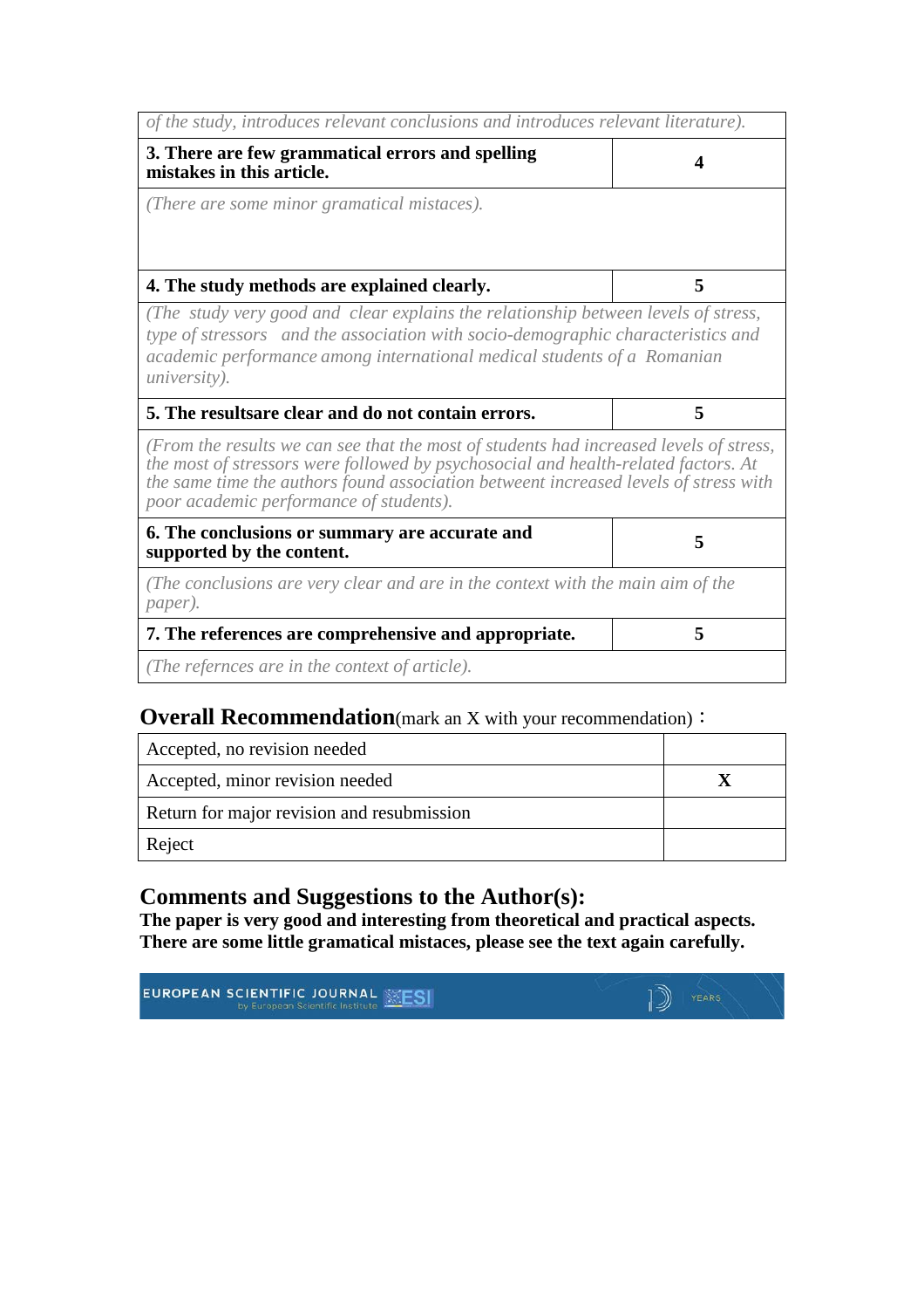| *of the study, introduces relevant conclusions and introduces relevant literature).* | |
|---|---|
| **3. There are few grammatical errors and spelling mistakes in this article.** | **4** |
| *(There are some minor gramatical mistaces).* | |
| **4. The study methods are explained clearly.** | **5** |
| *(The study very good and clear explains the relationship between levels of stress, type of stressors and the association with socio-demographic characteristics and academic performance among international medical students of a Romanian university).* | |
| **5. The resultsare clear and do not contain errors.** | **5** |
| *(From the results we can see that the most of students had increased levels of stress, the most of stressors were followed by psychosocial and health-related factors. At the same time the authors found association betweent increased levels of stress with poor academic performance of students).* | |
| **6. The conclusions or summary are accurate and supported by the content.** | **5** |
| *(The conclusions are very clear and are in the context with the main aim of the paper).* | |
| **7. The references are comprehensive and appropriate.** | **5** |
| *(The refernces are in the context of article).* | |

## **Overall Recommendation**(mark an X with your recommendation)：

| | |
|---|---|
| Accepted, no revision needed | |
| Accepted, minor revision needed | **X** |
| Return for major revision and resubmission | |
| Reject | |

## Comments and Suggestions to the Author(s):

**The paper is very good and interesting from theoretical and practical aspects. There are some little gramatical mistaces, please see the text again carefully.**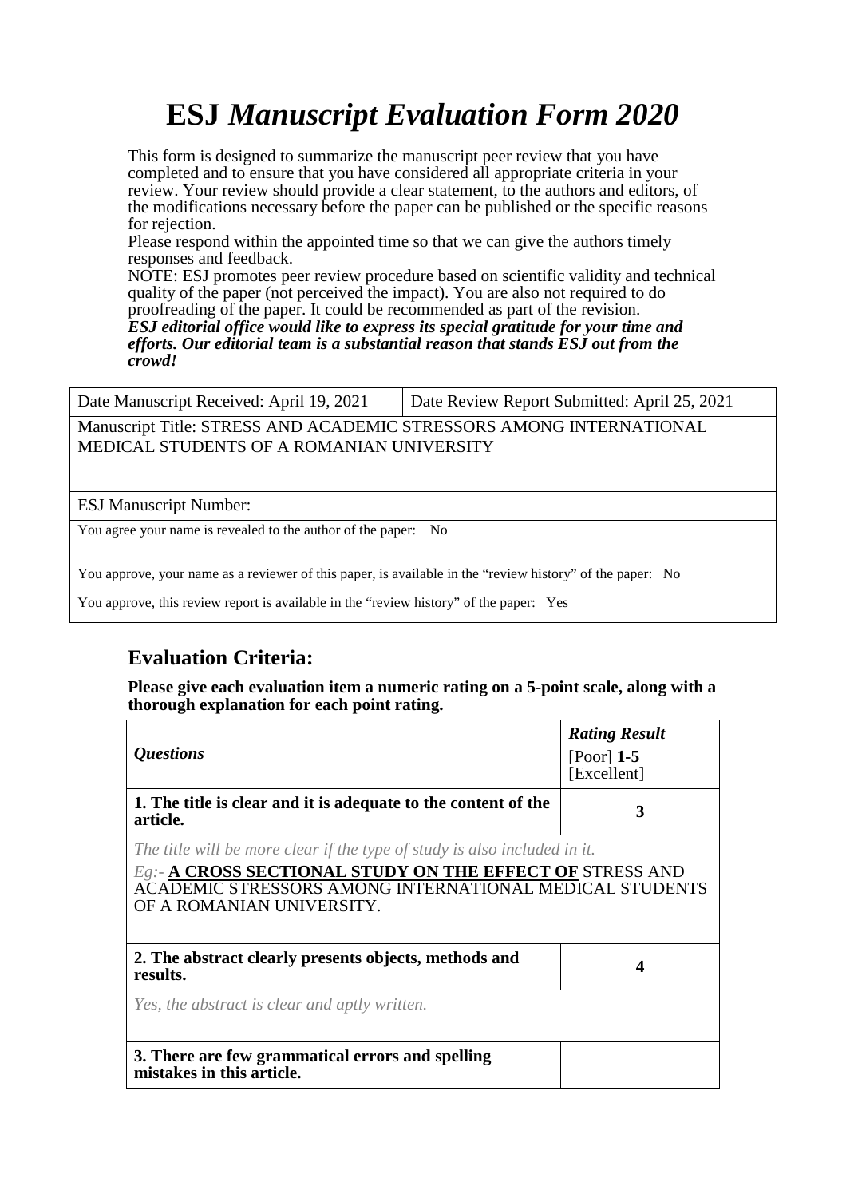# ESJ *Manuscript Evaluation Form 2020*

This form is designed to summarize the manuscript peer review that you have completed and to ensure that you have considered all appropriate criteria in your review. Your review should provide a clear statement, to the authors and editors, of the modifications necessary before the paper can be published or the specific reasons for rejection.

Please respond within the appointed time so that we can give the authors timely responses and feedback.

NOTE: ESJ promotes peer review procedure based on scientific validity and technical quality of the paper (not perceived the impact). You are also not required to do proofreading of the paper. It could be recommended as part of the revision.

***ESJ editorial office would like to express its special gratitude for your time and efforts. Our editorial team is a substantial reason that stands ESJ out from the crowd!***

| Date Manuscript Received: April 19, 2021 | Date Review Report Submitted: April 25, 2021 |
|---|---|
| Manuscript Title: STRESS AND ACADEMIC STRESSORS AMONG INTERNATIONAL MEDICAL STUDENTS OF A ROMANIAN UNIVERSITY | |
| ESJ Manuscript Number: | |
| You agree your name is revealed to the author of the paper: No | |
| You approve, your name as a reviewer of this paper, is available in the "review history" of the paper: No<br>You approve, this review report is available in the "review history" of the paper: Yes | |

## Evaluation Criteria:

**Please give each evaluation item a numeric rating on a 5-point scale, along with a thorough explanation for each point rating.**

| *Questions* | ***Rating Result***<br>[Poor] **1-5** [Excellent] |
|---|---|
| **1. The title is clear and it is adequate to the content of the article.** | **3** |
| *The title will be more clear if the type of study is also included in it.*<br>*Eg:-* **A CROSS SECTIONAL STUDY ON THE EFFECT OF** STRESS AND ACADEMIC STRESSORS AMONG INTERNATIONAL MEDICAL STUDENTS OF A ROMANIAN UNIVERSITY. | |
| **2. The abstract clearly presents objects, methods and results.** | **4** |
| *Yes, the abstract is clear and aptly written.* | |
| **3. There are few grammatical errors and spelling mistakes in this article.** | |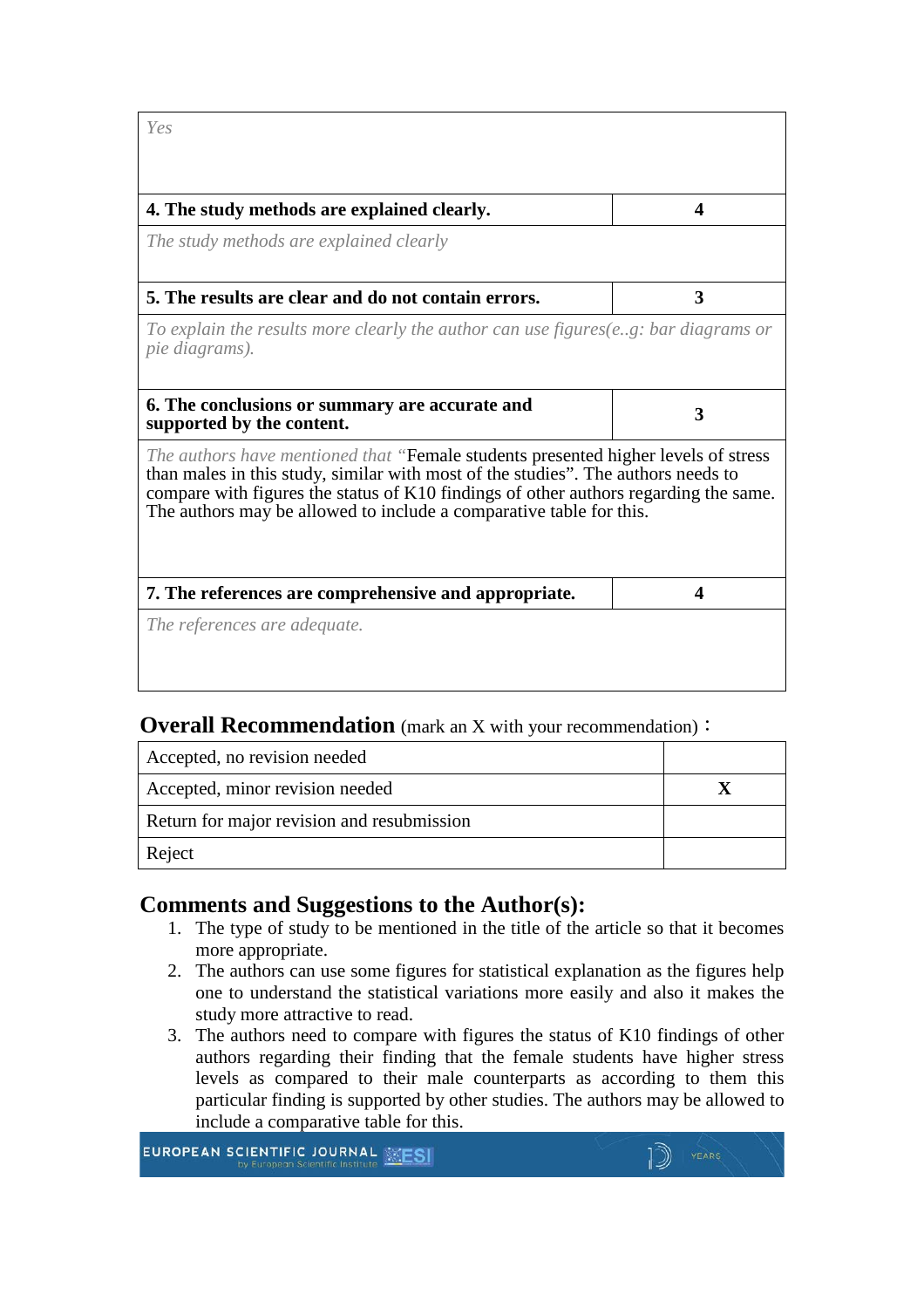| | |
|---|---|
| *Yes* | |
| **4. The study methods are explained clearly.** | **4** |
| *The study methods are explained clearly* | |
| **5. The results are clear and do not contain errors.** | **3** |
| *To explain the results more clearly the author can use figures(e..g: bar diagrams or pie diagrams).* | |
| **6. The conclusions or summary are accurate and supported by the content.** | **3** |
| *The authors have mentioned that "*Female students presented higher levels of stress than males in this study, similar with most of the studies". The authors needs to compare with figures the status of K10 findings of other authors regarding the same. The authors may be allowed to include a comparative table for this. | |
| **7. The references are comprehensive and appropriate.** | **4** |
| *The references are adequate.* | |

## **Overall Recommendation** (mark an X with your recommendation)：

| | |
|---|---|
| Accepted, no revision needed | |
| Accepted, minor revision needed | **X** |
| Return for major revision and resubmission | |
| Reject | |

## Comments and Suggestions to the Author(s):

1. The type of study to be mentioned in the title of the article so that it becomes more appropriate.
2. The authors can use some figures for statistical explanation as the figures help one to understand the statistical variations more easily and also it makes the study more attractive to read.
3. The authors need to compare with figures the status of K10 findings of other authors regarding their finding that the female students have higher stress levels as compared to their male counterparts as according to them this particular finding is supported by other studies. The authors may be allowed to include a comparative table for this.